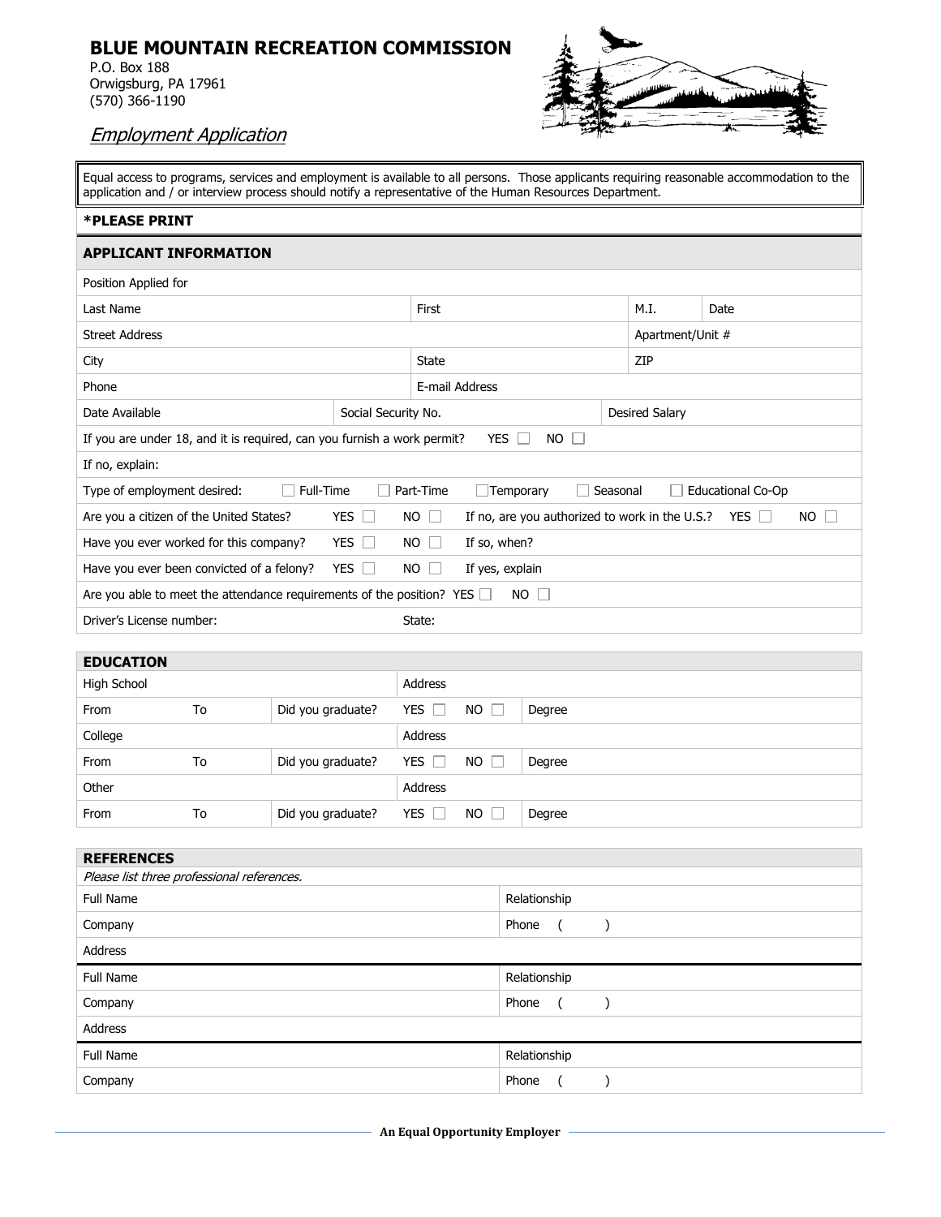# BLUE MOUNTAIN RECREATION COMMISSION

P.O. Box 188
Orwigsburg, PA 17961
(570) 366-1190

## *Employment Application*

Equal access to programs, services and employment is available to all persons. Those applicants requiring reasonable accommodation to the application and / or interview process should notify a representative of the Human Resources Department.

**\*PLEASE PRINT**

### APPLICANT INFORMATION

| | | | |
|---|---|---|---|
| Position Applied for | | | |
| Last Name | First | M.I. | Date |
| Street Address | | Apartment/Unit # | |
| City | State | ZIP | |
| Phone | E-mail Address | | |
| Date Available | Social Security No. | Desired Salary | |

If you are under 18, and it is required, can you furnish a work permit? YES ☐ NO ☐

If no, explain:

Type of employment desired: ☐ Full-Time ☐ Part-Time ☐ Temporary ☐ Seasonal ☐ Educational Co-Op

Are you a citizen of the United States? YES ☐ NO ☐ If no, are you authorized to work in the U.S.? YES ☐ NO ☐

Have you ever worked for this company? YES ☐ NO ☐ If so, when?

Have you ever been convicted of a felony? YES ☐ NO ☐ If yes, explain

Are you able to meet the attendance requirements of the position? YES ☐ NO ☐

Driver's License number: State:

### EDUCATION

| | | | | | |
|---|---|---|---|---|---|
| High School | | | Address | | |
| From | To | Did you graduate? | YES ☐ | NO ☐ | Degree |
| College | | | Address | | |
| From | To | Did you graduate? | YES ☐ | NO ☐ | Degree |
| Other | | | Address | | |
| From | To | Did you graduate? | YES ☐ | NO ☐ | Degree |

### REFERENCES

*Please list three professional references.*

| | |
|---|---|
| Full Name | Relationship |
| Company | Phone ( ) |
| Address | |
| Full Name | Relationship |
| Company | Phone ( ) |
| Address | |
| Full Name | Relationship |
| Company | Phone ( ) |

**An Equal Opportunity Employer**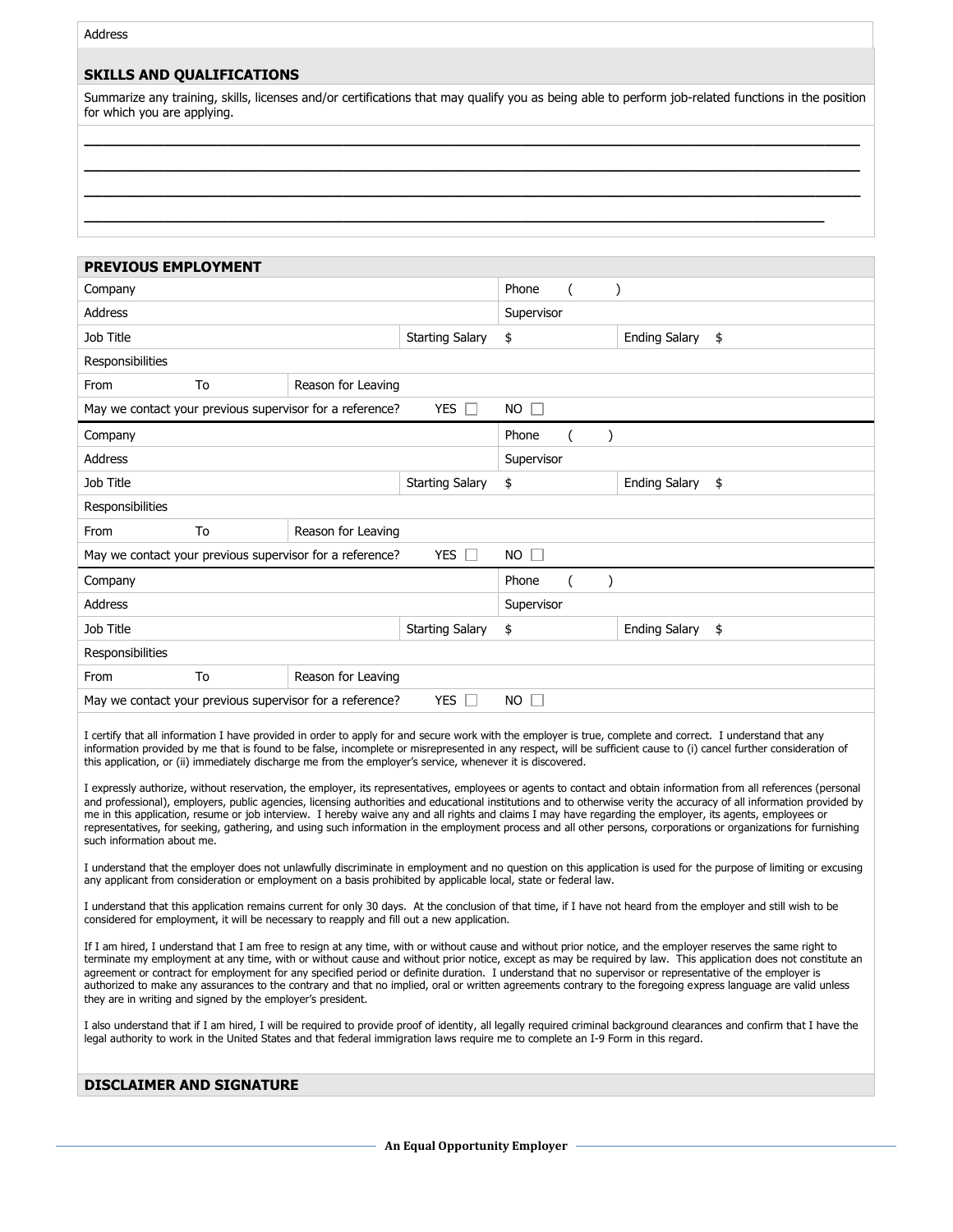Address

## SKILLS AND QUALIFICATIONS

Summarize any training, skills, licenses and/or certifications that may qualify you as being able to perform job-related functions in the position for which you are applying.

\_\_\_\_\_\_\_\_\_\_\_\_\_\_\_\_\_\_\_\_\_\_\_\_\_\_\_\_\_\_\_\_\_\_\_\_\_\_\_\_\_\_\_\_\_\_\_\_\_\_\_\_\_\_\_\_\_\_\_\_\_\_\_\_\_\_\_\_\_\_\_\_\_\_\_\_\_\_

\_\_\_\_\_\_\_\_\_\_\_\_\_\_\_\_\_\_\_\_\_\_\_\_\_\_\_\_\_\_\_\_\_\_\_\_\_\_\_\_\_\_\_\_\_\_\_\_\_\_\_\_\_\_\_\_\_\_\_\_\_\_\_\_\_\_\_\_\_\_\_\_\_\_\_\_\_\_

\_\_\_\_\_\_\_\_\_\_\_\_\_\_\_\_\_\_\_\_\_\_\_\_\_\_\_\_\_\_\_\_\_\_\_\_\_\_\_\_\_\_\_\_\_\_\_\_\_\_\_\_\_\_\_\_\_\_\_\_\_\_\_\_\_\_\_\_\_\_\_\_\_\_\_\_\_\_

\_\_\_\_\_\_\_\_\_\_\_\_\_\_\_\_\_\_\_\_\_\_\_\_\_\_\_\_\_\_\_\_\_\_\_\_\_\_\_\_\_\_\_\_\_\_\_\_\_\_\_\_\_\_\_\_\_\_\_\_\_\_\_\_\_\_\_\_\_\_\_\_\_\_\_

## PREVIOUS EMPLOYMENT

| | | | | | |
|---|---|---|---|---|---|
| Company | | | Phone ( ) | | |
| Address | | | Supervisor | | |
| Job Title | | Starting Salary | $ | Ending Salary | $ |
| Responsibilities | | | | | |
| From | To | Reason for Leaving | | | |
| May we contact your previous supervisor for a reference? | | YES ☐ | NO ☐ | | |
| Company | | | Phone ( ) | | |
| Address | | | Supervisor | | |
| Job Title | | Starting Salary | $ | Ending Salary | $ |
| Responsibilities | | | | | |
| From | To | Reason for Leaving | | | |
| May we contact your previous supervisor for a reference? | | YES ☐ | NO ☐ | | |
| Company | | | Phone ( ) | | |
| Address | | | Supervisor | | |
| Job Title | | Starting Salary | $ | Ending Salary | $ |
| Responsibilities | | | | | |
| From | To | Reason for Leaving | | | |
| May we contact your previous supervisor for a reference? | | YES ☐ | NO ☐ | | |

I certify that all information I have provided in order to apply for and secure work with the employer is true, complete and correct. I understand that any information provided by me that is found to be false, incomplete or misrepresented in any respect, will be sufficient cause to (i) cancel further consideration of this application, or (ii) immediately discharge me from the employer's service, whenever it is discovered.

I expressly authorize, without reservation, the employer, its representatives, employees or agents to contact and obtain information from all references (personal and professional), employers, public agencies, licensing authorities and educational institutions and to otherwise verity the accuracy of all information provided by me in this application, resume or job interview. I hereby waive any and all rights and claims I may have regarding the employer, its agents, employees or representatives, for seeking, gathering, and using such information in the employment process and all other persons, corporations or organizations for furnishing such information about me.

I understand that the employer does not unlawfully discriminate in employment and no question on this application is used for the purpose of limiting or excusing any applicant from consideration or employment on a basis prohibited by applicable local, state or federal law.

I understand that this application remains current for only 30 days. At the conclusion of that time, if I have not heard from the employer and still wish to be considered for employment, it will be necessary to reapply and fill out a new application.

If I am hired, I understand that I am free to resign at any time, with or without cause and without prior notice, and the employer reserves the same right to terminate my employment at any time, with or without cause and without prior notice, except as may be required by law. This application does not constitute an agreement or contract for employment for any specified period or definite duration. I understand that no supervisor or representative of the employer is authorized to make any assurances to the contrary and that no implied, oral or written agreements contrary to the foregoing express language are valid unless they are in writing and signed by the employer's president.

I also understand that if I am hired, I will be required to provide proof of identity, all legally required criminal background clearances and confirm that I have the legal authority to work in the United States and that federal immigration laws require me to complete an I-9 Form in this regard.

## DISCLAIMER AND SIGNATURE

**An Equal Opportunity Employer**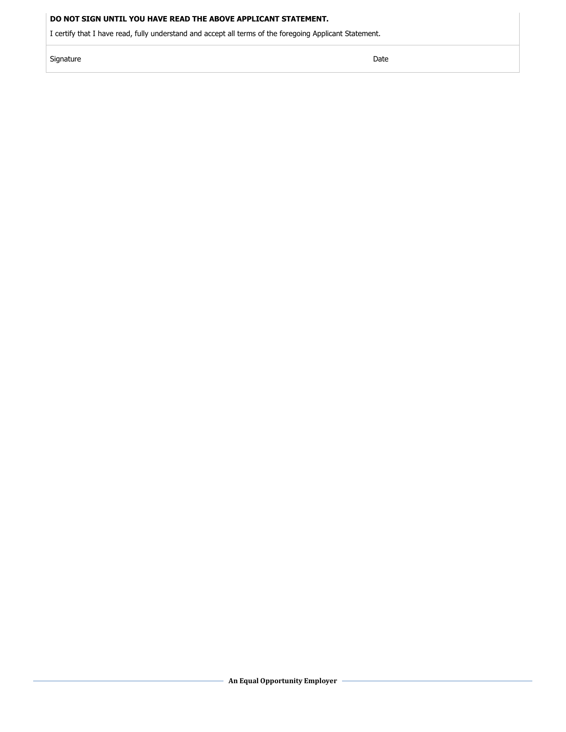**DO NOT SIGN UNTIL YOU HAVE READ THE ABOVE APPLICANT STATEMENT.**

I certify that I have read, fully understand and accept all terms of the foregoing Applicant Statement.

| | |
|---|---|
| Signature | Date |

**An Equal Opportunity Employer**